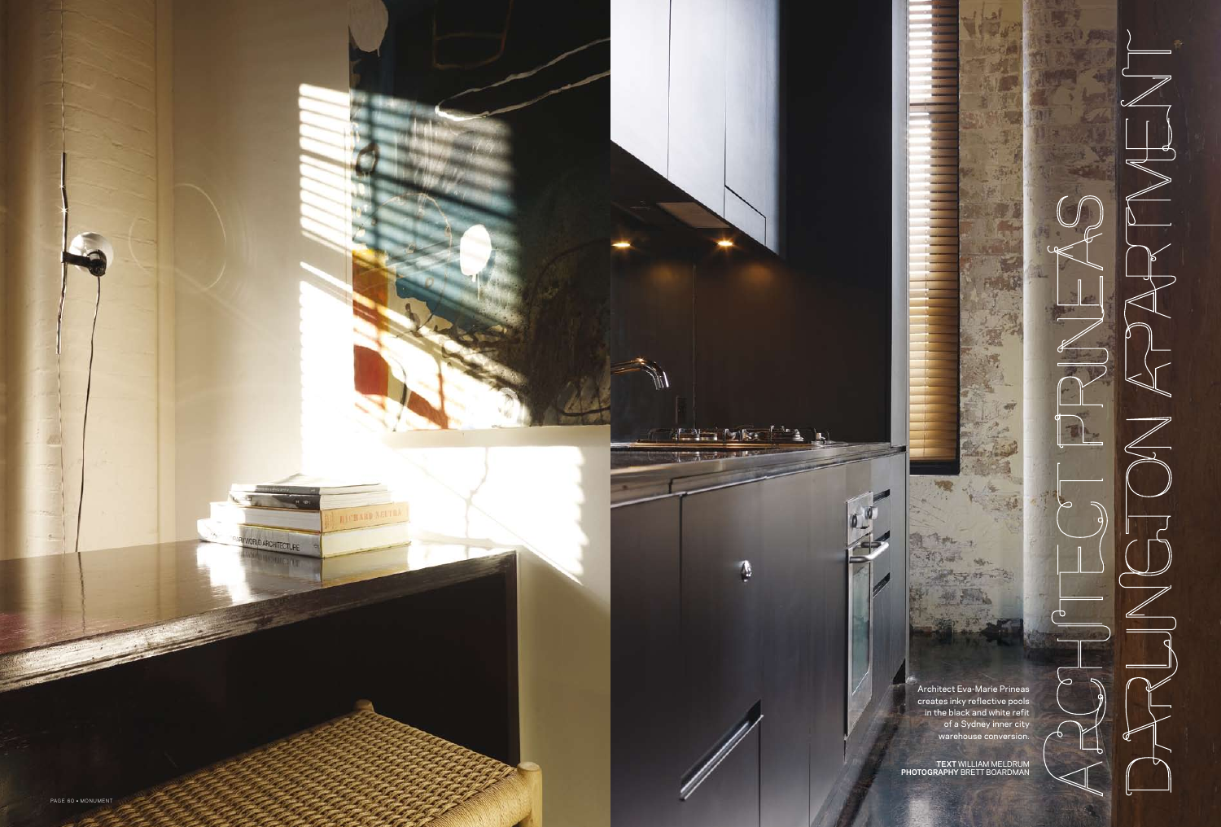# ARCHITECT PRINEAS DARLINGTON APARTMENT

Architect Eva-Marie Prineas creates inky reflective pools in the black and white refit of a Sydney inner city warehouse conversion.

**TEXT** WILLIAM MELDRUM
**PHOTOGRAPHY** BRETT BOARDMAN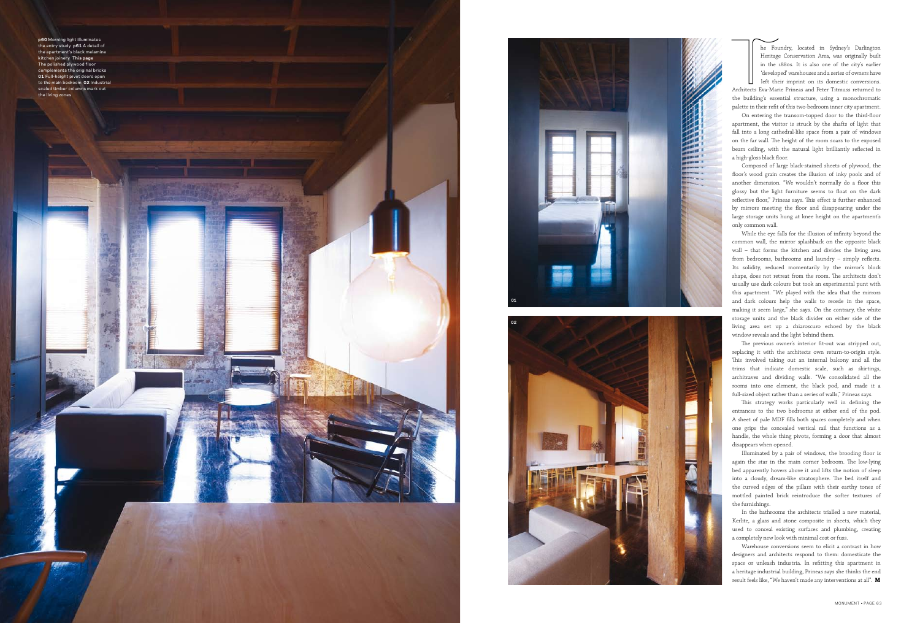**p60** Morning light illuminates the entry study **p61** A detail of the apartment's black melamine kitchen joinery **This page** The polished plywood floor complements the original bricks **01** Full-height pivot doors open to the main bedroom **02** Industrial scaled timber columns mark out the living zones

The Foundry, located in Sydney's Darlington Heritage Conservation Area, was originally built in the 1880s. It is also one of the city's earlier 'developed' warehouses and a series of owners have left their imprint on its domestic conversions. Architects Eva-Marie Prineas and Peter Titmuss returned to the building's essential structure, using a monochromatic palette in their refit of this two-bedroom inner city apartment.

On entering the transom-topped door to the third-floor apartment, the visitor is struck by the shafts of light that fall into a long cathedral-like space from a pair of windows on the far wall. The height of the room soars to the exposed beam ceiling, with the natural light brilliantly reflected in a high-gloss black floor.

Composed of large black-stained sheets of plywood, the floor's wood grain creates the illusion of inky pools and of another dimension. "We wouldn't normally do a floor this glossy but the light furniture seems to float on the dark reflective floor," Prineas says. This effect is further enhanced by mirrors meeting the floor and disappearing under the large storage units hung at knee height on the apartment's only common wall.

While the eye falls for the illusion of infinity beyond the common wall, the mirror splashback on the opposite black wall – that forms the kitchen and divides the living area from bedrooms, bathrooms and laundry – simply reflects. Its solidity, reduced momentarily by the mirror's block shape, does not retreat from the room. The architects don't usually use dark colours but took an experimental punt with this apartment. "We played with the idea that the mirrors and dark colours help the walls to recede in the space, making it seem large," she says. On the contrary, the white storage units and the black divider on either side of the living area set up a chiaroscuro echoed by the black window reveals and the light behind them.

The previous owner's interior fit-out was stripped out, replacing it with the architects own return-to-origin style. This involved taking out an internal balcony and all the trims that indicate domestic scale, such as skirtings, architraves and dividing walls. "We consolidated all the rooms into one element, the black pod, and made it a full-sized object rather than a series of walls," Prineas says.

This strategy works particularly well in defining the entrances to the two bedrooms at either end of the pod. A sheet of pale MDF fills both spaces completely and when one grips the concealed vertical rail that functions as a handle, the whole thing pivots, forming a door that almost disappears when opened.

Illuminated by a pair of windows, the brooding floor is again the star in the main corner bedroom. The low-lying bed apparently hovers above it and lifts the notion of sleep into a cloudy, dream-like stratosphere. The bed itself and the curved edges of the pillars with their earthy tones of mottled painted brick reintroduce the softer textures of the furnishings.

In the bathrooms the architects trialled a new material, Kerlite, a glass and stone composite in sheets, which they used to conceal existing surfaces and plumbing, creating a completely new look with minimal cost or fuss.

Warehouse conversions seem to elicit a contrast in how designers and architects respond to them: domesticate the space or unleash industria. In refitting this apartment in a heritage industrial building, Prineas says she thinks the end result feels like, "We haven't made any interventions at all". **M**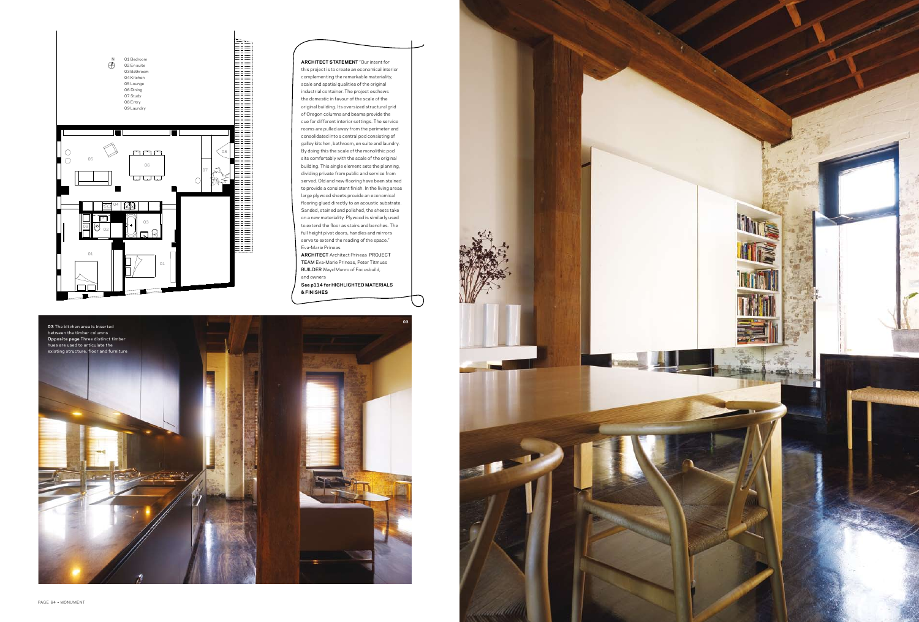01 Bedroom
02 En suite
03 Bathroom
04 Kitchen
05 Lounge
06 Dining
07 Study
08 Entry
09 Laundry

**ARCHITECT STATEMENT** "Our intent for this project is to create an economical interior complementing the remarkable materiality, scale and spatial qualities of the original industrial container. The project eschews the domestic in favour of the scale of the original building. Its oversized structural grid of Oregon columns and beams provide the cue for different interior settings. The service rooms are pulled away from the perimeter and consolidated into a central pod consisting of galley kitchen, bathroom, en suite and laundry. By doing this the scale of the monolithic pod sits comfortably with the scale of the original building. This single element sets the planning, dividing private from public and service from served. Old and new flooring have been stained to provide a consistent finish. In the living areas large plywood sheets provide an economical flooring glued directly to an acoustic substrate. Sanded, stained and polished, the sheets take on a new materiality. Plywood is similarly used to extend the floor as stairs and benches. The full height pivot doors, handles and mirrors serve to extend the reading of the space." Eva-Marie Prineas

**ARCHITECT** Architect Prineas **PROJECT TEAM** Eva-Marie Prineas, Peter Titmuss **BUILDER** Wayd Munro of Focusbuild, and owners

**See p114 for HIGHLIGHTED MATERIALS & FINISHES**

**03** The kitchen area is inserted between the timber columns **Opposite page** Three distinct timber hues are used to articulate the existing structure, floor and furniture